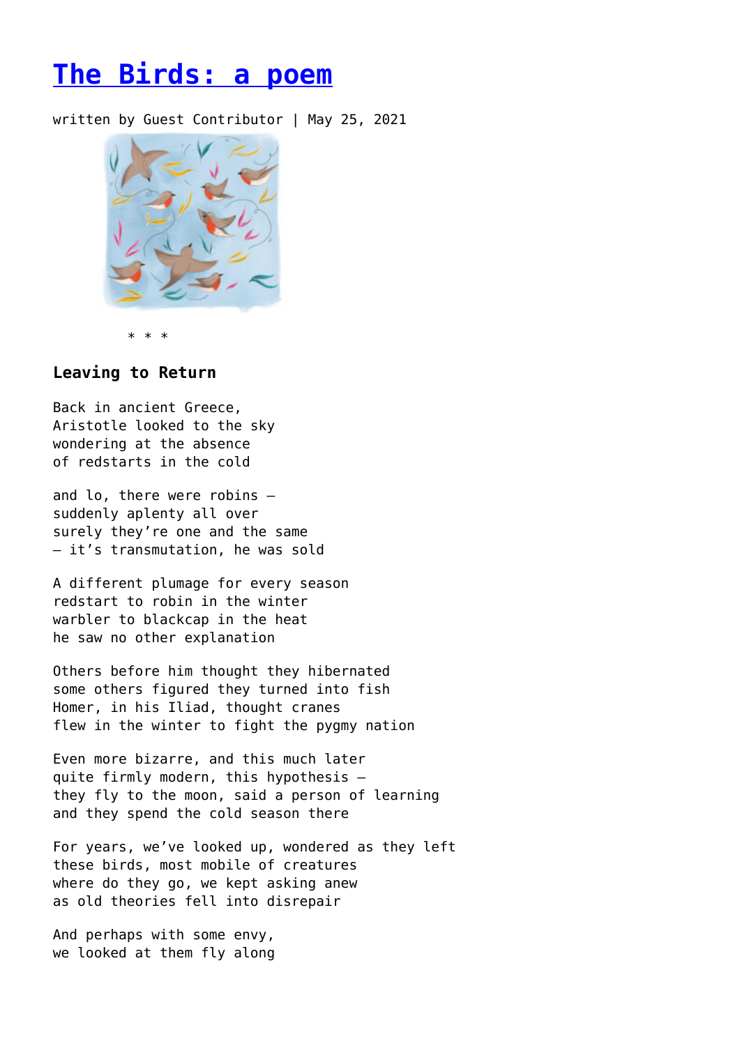# The Birds: a poem

written by Guest Contributor | May 25, 2021

* * *

### Leaving to Return

Back in ancient Greece,
Aristotle looked to the sky
wondering at the absence
of redstarts in the cold

and lo, there were robins –
suddenly aplenty all over
surely they're one and the same
– it's transmutation, he was sold

A different plumage for every season
redstart to robin in the winter
warbler to blackcap in the heat
he saw no other explanation

Others before him thought they hibernated
some others figured they turned into fish
Homer, in his Iliad, thought cranes
flew in the winter to fight the pygmy nation

Even more bizarre, and this much later
quite firmly modern, this hypothesis –
they fly to the moon, said a person of learning
and they spend the cold season there

For years, we've looked up, wondered as they left
these birds, most mobile of creatures
where do they go, we kept asking anew
as old theories fell into disrepair

And perhaps with some envy,
we looked at them fly along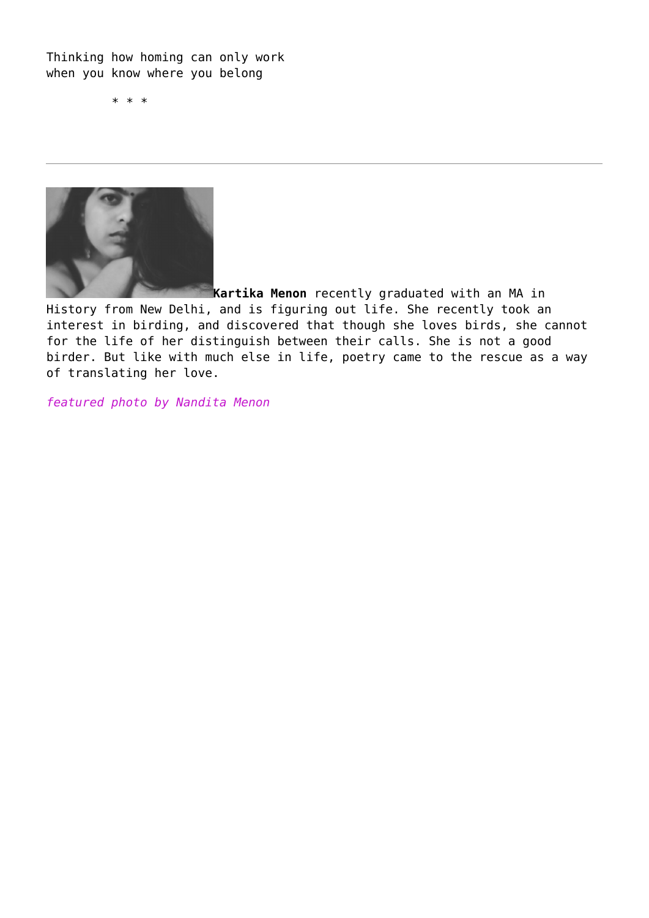Thinking how homing can only work
when you know where you belong

\* \* \*

---

**Kartika Menon** recently graduated with an MA in History from New Delhi, and is figuring out life. She recently took an interest in birding, and discovered that though she loves birds, she cannot for the life of her distinguish between their calls. She is not a good birder. But like with much else in life, poetry came to the rescue as a way of translating her love.

*featured photo by Nandita Menon*